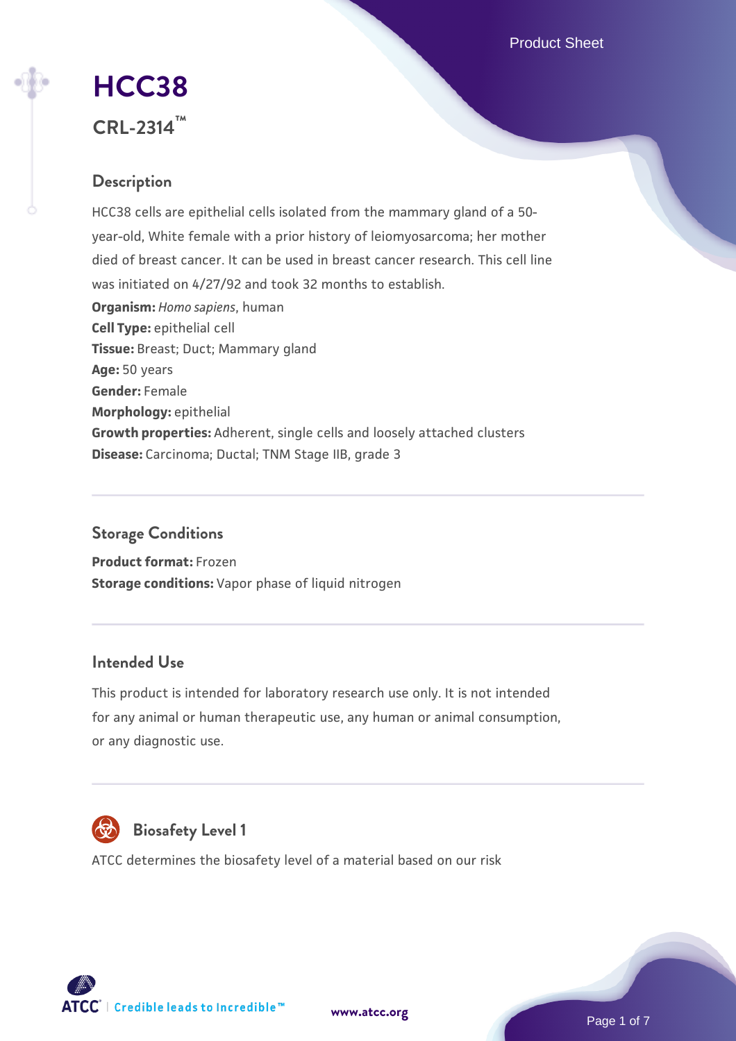# HCC38

## CRL-2314™

### Description

HCC38 cells are epithelial cells isolated from the mammary gland of a 50-year-old, White female with a prior history of leiomyosarcoma; her mother died of breast cancer. It can be used in breast cancer research. This cell line was initiated on 4/27/92 and took 32 months to establish.

**Organism:** *Homo sapiens*, human
**Cell Type:** epithelial cell
**Tissue:** Breast; Duct; Mammary gland
**Age:** 50 years
**Gender:** Female
**Morphology:** epithelial
**Growth properties:** Adherent, single cells and loosely attached clusters
**Disease:** Carcinoma; Ductal; TNM Stage IIB, grade 3

### Storage Conditions

**Product format:** Frozen
**Storage conditions:** Vapor phase of liquid nitrogen

### Intended Use

This product is intended for laboratory research use only. It is not intended for any animal or human therapeutic use, any human or animal consumption, or any diagnostic use.

### Biosafety Level 1

ATCC determines the biosafety level of a material based on our risk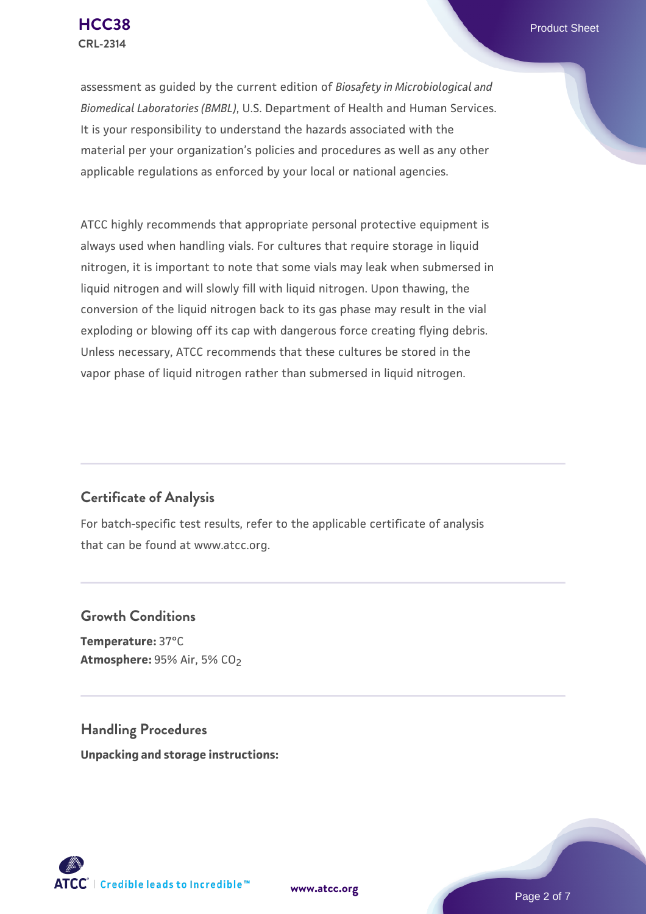assessment as guided by the current edition of *Biosafety in Microbiological and Biomedical Laboratories (BMBL)*, U.S. Department of Health and Human Services. It is your responsibility to understand the hazards associated with the material per your organization's policies and procedures as well as any other applicable regulations as enforced by your local or national agencies.

ATCC highly recommends that appropriate personal protective equipment is always used when handling vials. For cultures that require storage in liquid nitrogen, it is important to note that some vials may leak when submersed in liquid nitrogen and will slowly fill with liquid nitrogen. Upon thawing, the conversion of the liquid nitrogen back to its gas phase may result in the vial exploding or blowing off its cap with dangerous force creating flying debris. Unless necessary, ATCC recommends that these cultures be stored in the vapor phase of liquid nitrogen rather than submersed in liquid nitrogen.

## Certificate of Analysis

For batch-specific test results, refer to the applicable certificate of analysis that can be found at www.atcc.org.

## Growth Conditions

**Temperature:** 37°C
**Atmosphere:** 95% Air, 5% $CO_2$

## Handling Procedures

**Unpacking and storage instructions:**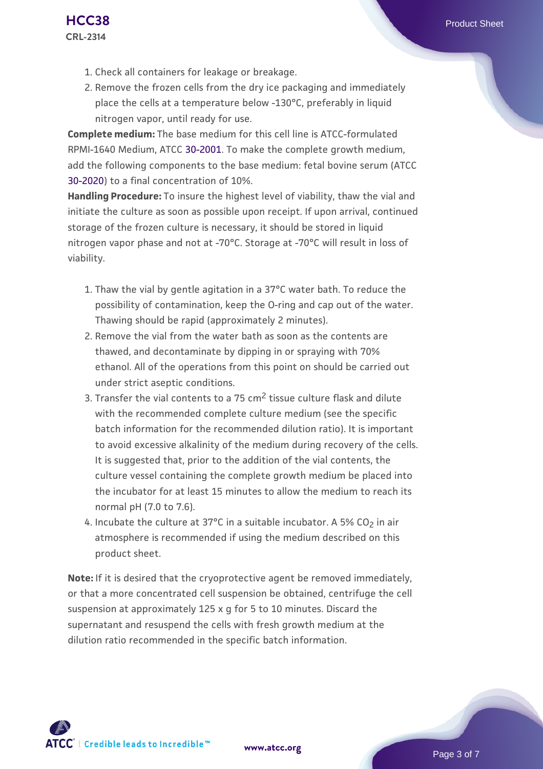1. Check all containers for leakage or breakage.
2. Remove the frozen cells from the dry ice packaging and immediately place the cells at a temperature below -130°C, preferably in liquid nitrogen vapor, until ready for use.

**Complete medium:** The base medium for this cell line is ATCC-formulated RPMI-1640 Medium, ATCC 30-2001. To make the complete growth medium, add the following components to the base medium: fetal bovine serum (ATCC 30-2020) to a final concentration of 10%.

**Handling Procedure:** To insure the highest level of viability, thaw the vial and initiate the culture as soon as possible upon receipt. If upon arrival, continued storage of the frozen culture is necessary, it should be stored in liquid nitrogen vapor phase and not at -70°C. Storage at -70°C will result in loss of viability.

1. Thaw the vial by gentle agitation in a 37°C water bath. To reduce the possibility of contamination, keep the O-ring and cap out of the water. Thawing should be rapid (approximately 2 minutes).
2. Remove the vial from the water bath as soon as the contents are thawed, and decontaminate by dipping in or spraying with 70% ethanol. All of the operations from this point on should be carried out under strict aseptic conditions.
3. Transfer the vial contents to a 75 $cm^2$ tissue culture flask and dilute with the recommended complete culture medium (see the specific batch information for the recommended dilution ratio). It is important to avoid excessive alkalinity of the medium during recovery of the cells. It is suggested that, prior to the addition of the vial contents, the culture vessel containing the complete growth medium be placed into the incubator for at least 15 minutes to allow the medium to reach its normal pH (7.0 to 7.6).
4. Incubate the culture at 37°C in a suitable incubator. A 5% $CO_2$ in air atmosphere is recommended if using the medium described on this product sheet.

**Note:** If it is desired that the cryoprotective agent be removed immediately, or that a more concentrated cell suspension be obtained, centrifuge the cell suspension at approximately 125 x g for 5 to 10 minutes. Discard the supernatant and resuspend the cells with fresh growth medium at the dilution ratio recommended in the specific batch information.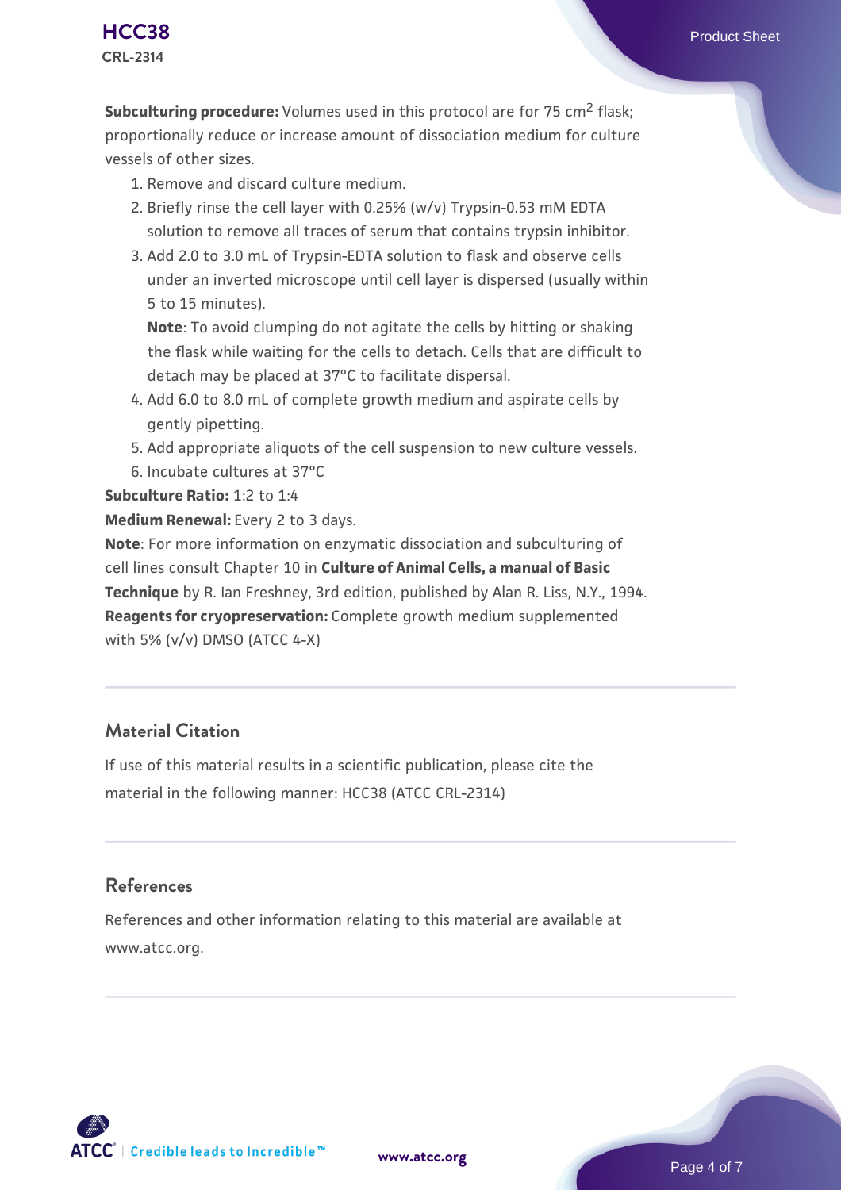**Subculturing procedure:** Volumes used in this protocol are for 75 $cm^2$ flask; proportionally reduce or increase amount of dissociation medium for culture vessels of other sizes.

1. Remove and discard culture medium.
2. Briefly rinse the cell layer with 0.25% (w/v) Trypsin-0.53 mM EDTA solution to remove all traces of serum that contains trypsin inhibitor.
3. Add 2.0 to 3.0 mL of Trypsin-EDTA solution to flask and observe cells under an inverted microscope until cell layer is dispersed (usually within 5 to 15 minutes).

   **Note**: To avoid clumping do not agitate the cells by hitting or shaking the flask while waiting for the cells to detach. Cells that are difficult to detach may be placed at 37°C to facilitate dispersal.
4. Add 6.0 to 8.0 mL of complete growth medium and aspirate cells by gently pipetting.
5. Add appropriate aliquots of the cell suspension to new culture vessels.
6. Incubate cultures at 37°C

**Subculture Ratio:** 1:2 to 1:4

**Medium Renewal:** Every 2 to 3 days.

**Note**: For more information on enzymatic dissociation and subculturing of cell lines consult Chapter 10 in **Culture of Animal Cells, a manual of Basic Technique** by R. Ian Freshney, 3rd edition, published by Alan R. Liss, N.Y., 1994.

**Reagents for cryopreservation:** Complete growth medium supplemented with 5% (v/v) DMSO (ATCC 4-X)

## Material Citation

If use of this material results in a scientific publication, please cite the material in the following manner: HCC38 (ATCC CRL-2314)

## References

References and other information relating to this material are available at www.atcc.org.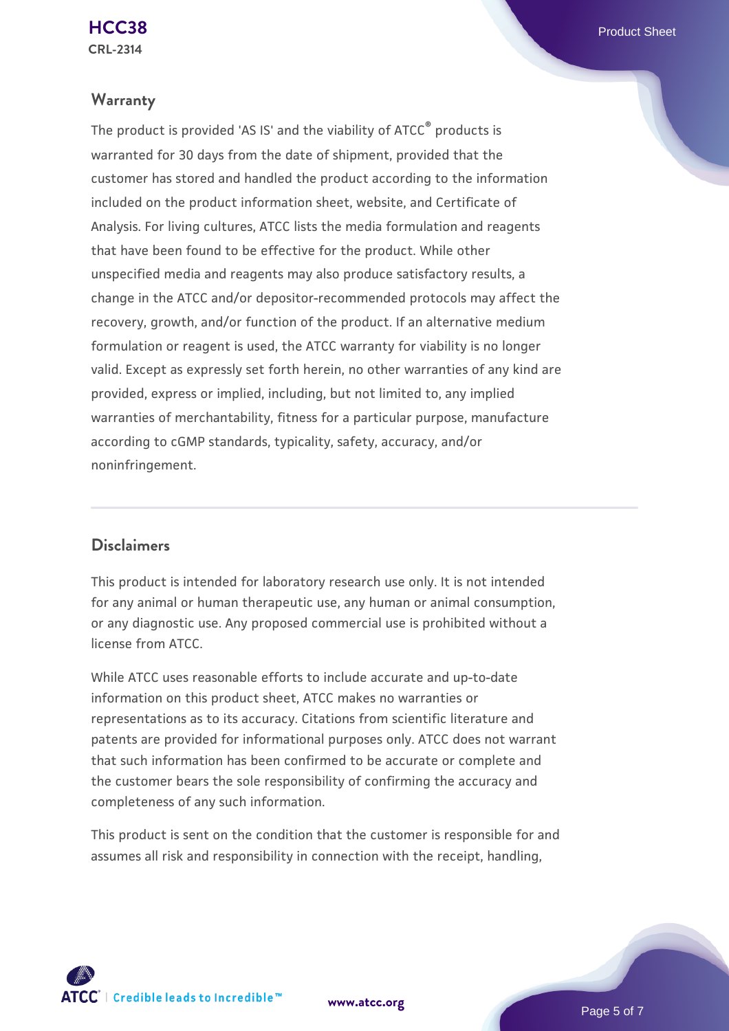## Warranty

The product is provided 'AS IS' and the viability of ATCC® products is warranted for 30 days from the date of shipment, provided that the customer has stored and handled the product according to the information included on the product information sheet, website, and Certificate of Analysis. For living cultures, ATCC lists the media formulation and reagents that have been found to be effective for the product. While other unspecified media and reagents may also produce satisfactory results, a change in the ATCC and/or depositor-recommended protocols may affect the recovery, growth, and/or function of the product. If an alternative medium formulation or reagent is used, the ATCC warranty for viability is no longer valid. Except as expressly set forth herein, no other warranties of any kind are provided, express or implied, including, but not limited to, any implied warranties of merchantability, fitness for a particular purpose, manufacture according to cGMP standards, typicality, safety, accuracy, and/or noninfringement.

## Disclaimers

This product is intended for laboratory research use only. It is not intended for any animal or human therapeutic use, any human or animal consumption, or any diagnostic use. Any proposed commercial use is prohibited without a license from ATCC.

While ATCC uses reasonable efforts to include accurate and up-to-date information on this product sheet, ATCC makes no warranties or representations as to its accuracy. Citations from scientific literature and patents are provided for informational purposes only. ATCC does not warrant that such information has been confirmed to be accurate or complete and the customer bears the sole responsibility of confirming the accuracy and completeness of any such information.

This product is sent on the condition that the customer is responsible for and assumes all risk and responsibility in connection with the receipt, handling,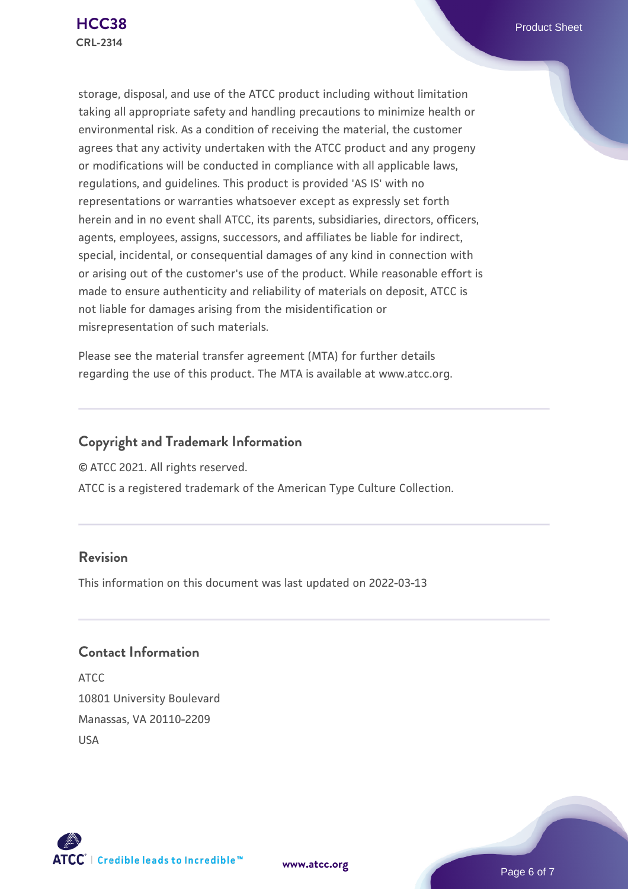storage, disposal, and use of the ATCC product including without limitation taking all appropriate safety and handling precautions to minimize health or environmental risk. As a condition of receiving the material, the customer agrees that any activity undertaken with the ATCC product and any progeny or modifications will be conducted in compliance with all applicable laws, regulations, and guidelines. This product is provided 'AS IS' with no representations or warranties whatsoever except as expressly set forth herein and in no event shall ATCC, its parents, subsidiaries, directors, officers, agents, employees, assigns, successors, and affiliates be liable for indirect, special, incidental, or consequential damages of any kind in connection with or arising out of the customer's use of the product. While reasonable effort is made to ensure authenticity and reliability of materials on deposit, ATCC is not liable for damages arising from the misidentification or misrepresentation of such materials.

Please see the material transfer agreement (MTA) for further details regarding the use of this product. The MTA is available at www.atcc.org.

## Copyright and Trademark Information

© ATCC 2021. All rights reserved.

ATCC is a registered trademark of the American Type Culture Collection.

## Revision

This information on this document was last updated on 2022-03-13

## Contact Information

ATCC
10801 University Boulevard
Manassas, VA 20110-2209
USA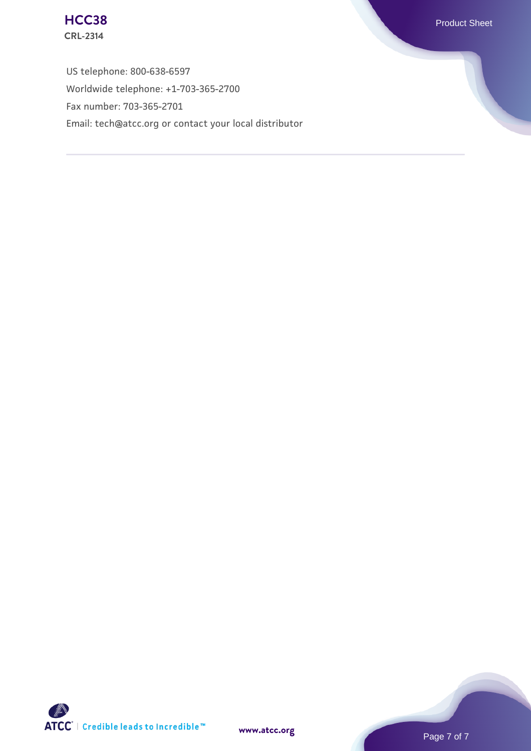US telephone: 800-638-6597

Worldwide telephone: +1-703-365-2700

Fax number: 703-365-2701

Email: tech@atcc.org or contact your local distributor